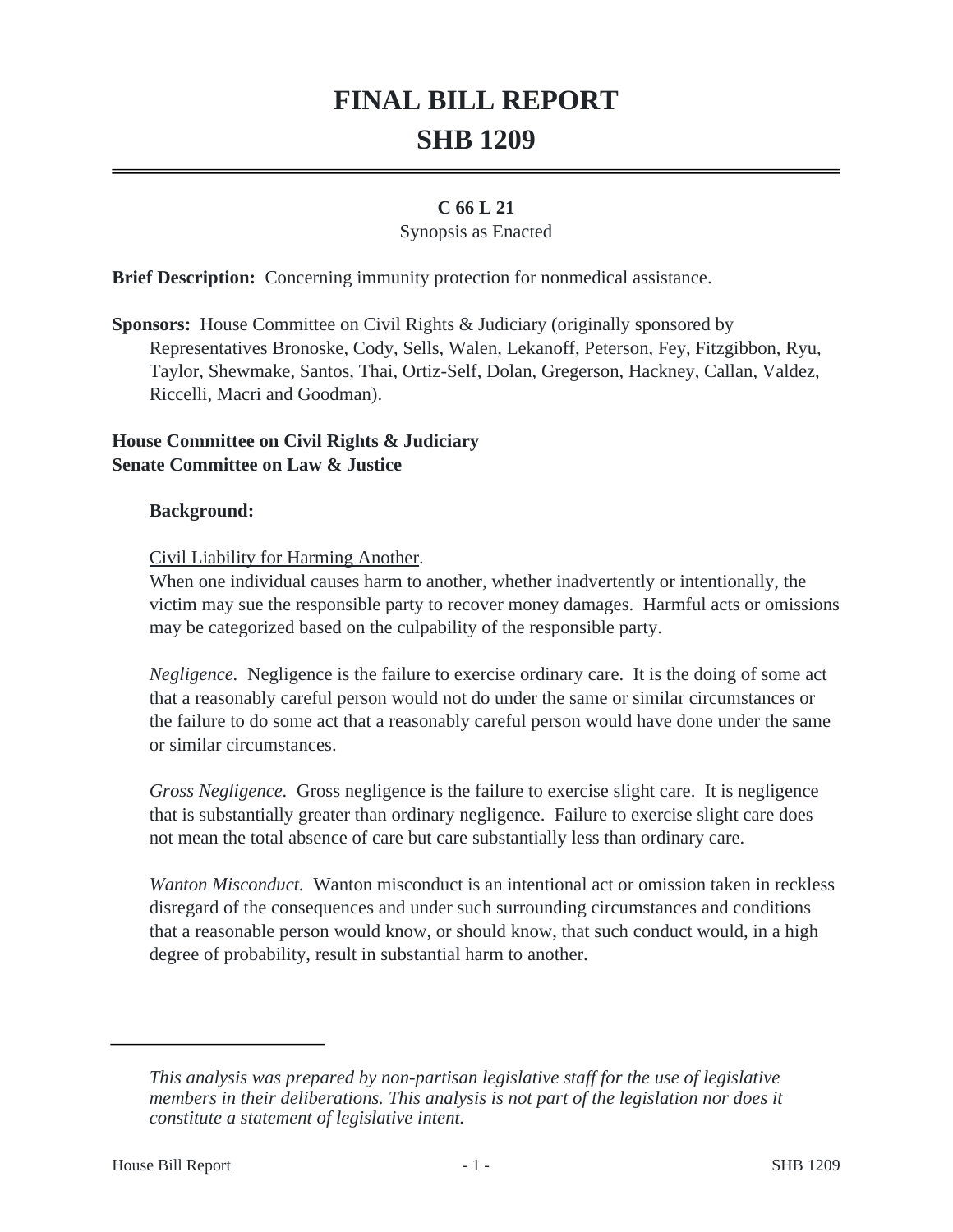# FINAL BILL REPORT
# SHB 1209

**C 66 L 21**

Synopsis as Enacted

**Brief Description:** Concerning immunity protection for nonmedical assistance.

**Sponsors:** House Committee on Civil Rights & Judiciary (originally sponsored by Representatives Bronoske, Cody, Sells, Walen, Lekanoff, Peterson, Fey, Fitzgibbon, Ryu, Taylor, Shewmake, Santos, Thai, Ortiz-Self, Dolan, Gregerson, Hackney, Callan, Valdez, Riccelli, Macri and Goodman).

**House Committee on Civil Rights & Judiciary**
**Senate Committee on Law & Justice**

**Background:**

Civil Liability for Harming Another.

When one individual causes harm to another, whether inadvertently or intentionally, the victim may sue the responsible party to recover money damages. Harmful acts or omissions may be categorized based on the culpability of the responsible party.

*Negligence.* Negligence is the failure to exercise ordinary care. It is the doing of some act that a reasonably careful person would not do under the same or similar circumstances or the failure to do some act that a reasonably careful person would have done under the same or similar circumstances.

*Gross Negligence.* Gross negligence is the failure to exercise slight care. It is negligence that is substantially greater than ordinary negligence. Failure to exercise slight care does not mean the total absence of care but care substantially less than ordinary care.

*Wanton Misconduct.* Wanton misconduct is an intentional act or omission taken in reckless disregard of the consequences and under such surrounding circumstances and conditions that a reasonable person would know, or should know, that such conduct would, in a high degree of probability, result in substantial harm to another.

---

*This analysis was prepared by non-partisan legislative staff for the use of legislative members in their deliberations. This analysis is not part of the legislation nor does it constitute a statement of legislative intent.*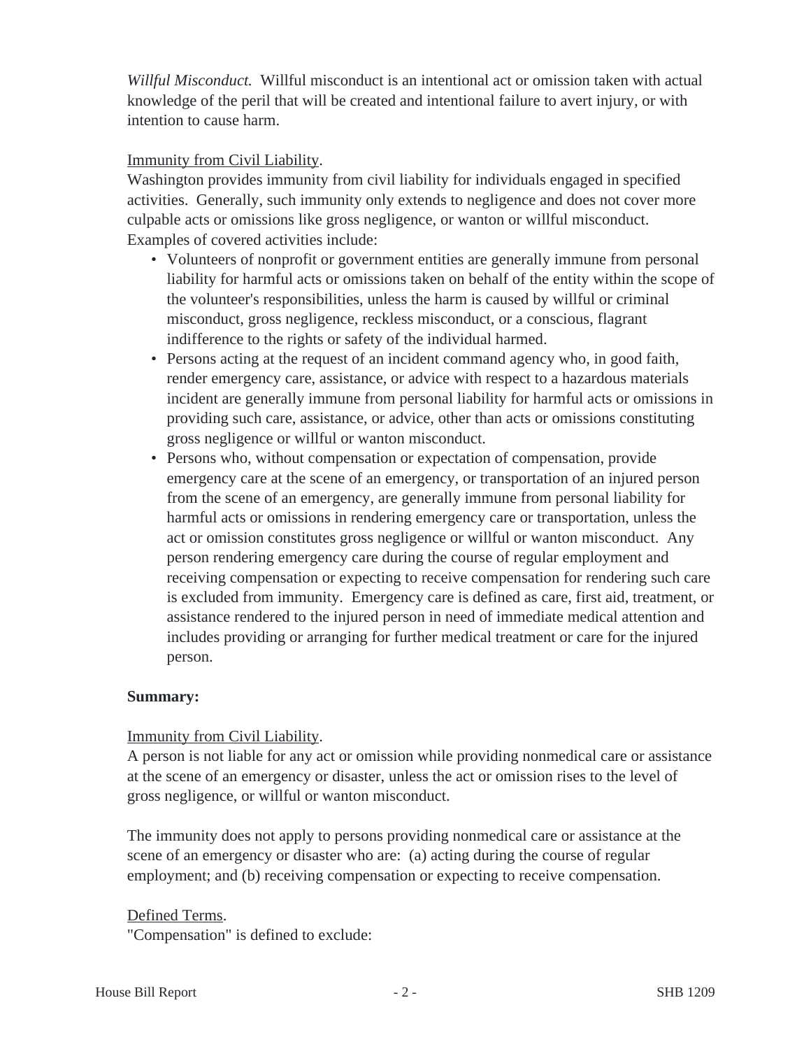*Willful Misconduct.* Willful misconduct is an intentional act or omission taken with actual knowledge of the peril that will be created and intentional failure to avert injury, or with intention to cause harm.

Immunity from Civil Liability.
Washington provides immunity from civil liability for individuals engaged in specified activities. Generally, such immunity only extends to negligence and does not cover more culpable acts or omissions like gross negligence, or wanton or willful misconduct. Examples of covered activities include:

- Volunteers of nonprofit or government entities are generally immune from personal liability for harmful acts or omissions taken on behalf of the entity within the scope of the volunteer's responsibilities, unless the harm is caused by willful or criminal misconduct, gross negligence, reckless misconduct, or a conscious, flagrant indifference to the rights or safety of the individual harmed.
- Persons acting at the request of an incident command agency who, in good faith, render emergency care, assistance, or advice with respect to a hazardous materials incident are generally immune from personal liability for harmful acts or omissions in providing such care, assistance, or advice, other than acts or omissions constituting gross negligence or willful or wanton misconduct.
- Persons who, without compensation or expectation of compensation, provide emergency care at the scene of an emergency, or transportation of an injured person from the scene of an emergency, are generally immune from personal liability for harmful acts or omissions in rendering emergency care or transportation, unless the act or omission constitutes gross negligence or willful or wanton misconduct. Any person rendering emergency care during the course of regular employment and receiving compensation or expecting to receive compensation for rendering such care is excluded from immunity. Emergency care is defined as care, first aid, treatment, or assistance rendered to the injured person in need of immediate medical attention and includes providing or arranging for further medical treatment or care for the injured person.

**Summary:**

Immunity from Civil Liability.
A person is not liable for any act or omission while providing nonmedical care or assistance at the scene of an emergency or disaster, unless the act or omission rises to the level of gross negligence, or willful or wanton misconduct.

The immunity does not apply to persons providing nonmedical care or assistance at the scene of an emergency or disaster who are: (a) acting during the course of regular employment; and (b) receiving compensation or expecting to receive compensation.

Defined Terms.
"Compensation" is defined to exclude: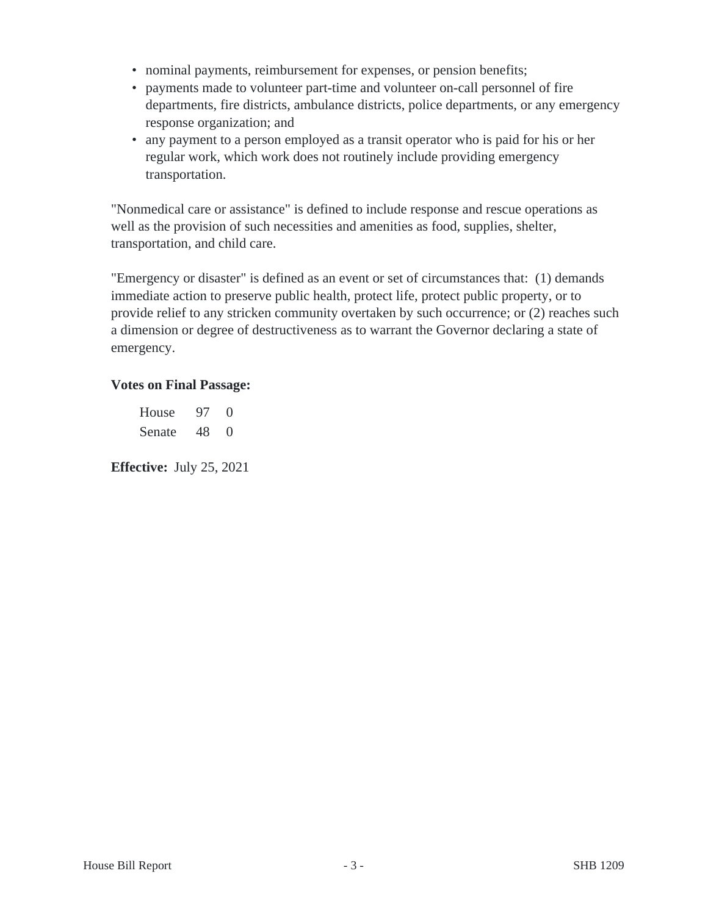- nominal payments, reimbursement for expenses, or pension benefits;
- payments made to volunteer part-time and volunteer on-call personnel of fire departments, fire districts, ambulance districts, police departments, or any emergency response organization; and
- any payment to a person employed as a transit operator who is paid for his or her regular work, which work does not routinely include providing emergency transportation.

"Nonmedical care or assistance" is defined to include response and rescue operations as well as the provision of such necessities and amenities as food, supplies, shelter, transportation, and child care.

"Emergency or disaster" is defined as an event or set of circumstances that: (1) demands immediate action to preserve public health, protect life, protect public property, or to provide relief to any stricken community overtaken by such occurrence; or (2) reaches such a dimension or degree of destructiveness as to warrant the Governor declaring a state of emergency.

**Votes on Final Passage:**

| | | |
|---|---|---|
| House | 97 | 0 |
| Senate | 48 | 0 |

**Effective:** July 25, 2021